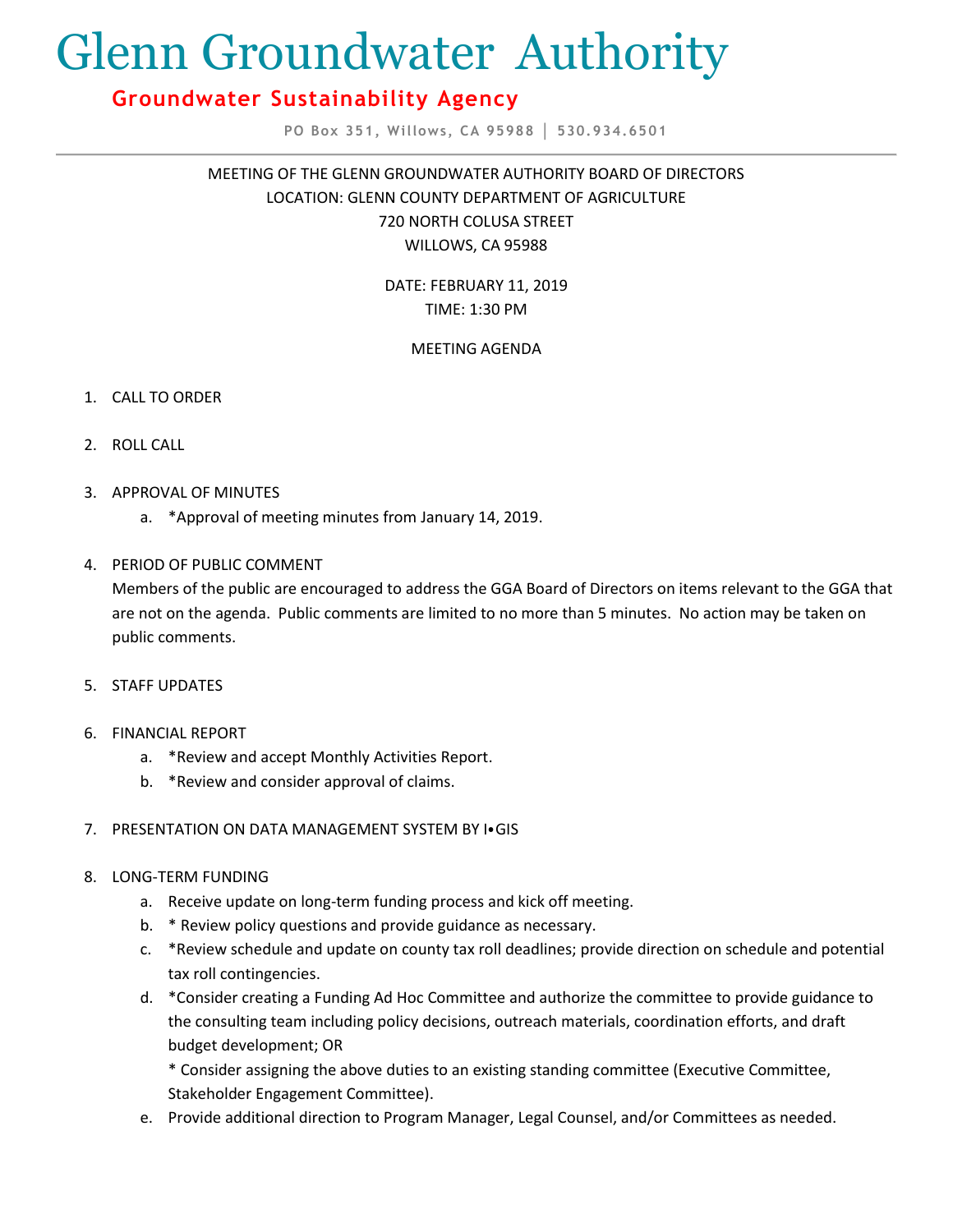# Glenn Groundwater Authority

## Groundwater Sustainability Agency

PO Box 351, Willows, CA 95988 │ 530.934.6501

MEETING OF THE GLENN GROUNDWATER AUTHORITY BOARD OF DIRECTORS
LOCATION: GLENN COUNTY DEPARTMENT OF AGRICULTURE
720 NORTH COLUSA STREET
WILLOWS, CA 95988

DATE: FEBRUARY 11, 2019
TIME: 1:30 PM

MEETING AGENDA

1. CALL TO ORDER

2. ROLL CALL

3. APPROVAL OF MINUTES
   a. *Approval of meeting minutes from January 14, 2019.

4. PERIOD OF PUBLIC COMMENT
   Members of the public are encouraged to address the GGA Board of Directors on items relevant to the GGA that are not on the agenda. Public comments are limited to no more than 5 minutes. No action may be taken on public comments.

5. STAFF UPDATES

6. FINANCIAL REPORT
   a. *Review and accept Monthly Activities Report.
   b. *Review and consider approval of claims.

7. PRESENTATION ON DATA MANAGEMENT SYSTEM BY I•GIS

8. LONG-TERM FUNDING
   a. Receive update on long-term funding process and kick off meeting.
   b. * Review policy questions and provide guidance as necessary.
   c. *Review schedule and update on county tax roll deadlines; provide direction on schedule and potential tax roll contingencies.
   d. *Consider creating a Funding Ad Hoc Committee and authorize the committee to provide guidance to the consulting team including policy decisions, outreach materials, coordination efforts, and draft budget development; OR

      * Consider assigning the above duties to an existing standing committee (Executive Committee, Stakeholder Engagement Committee).
   e. Provide additional direction to Program Manager, Legal Counsel, and/or Committees as needed.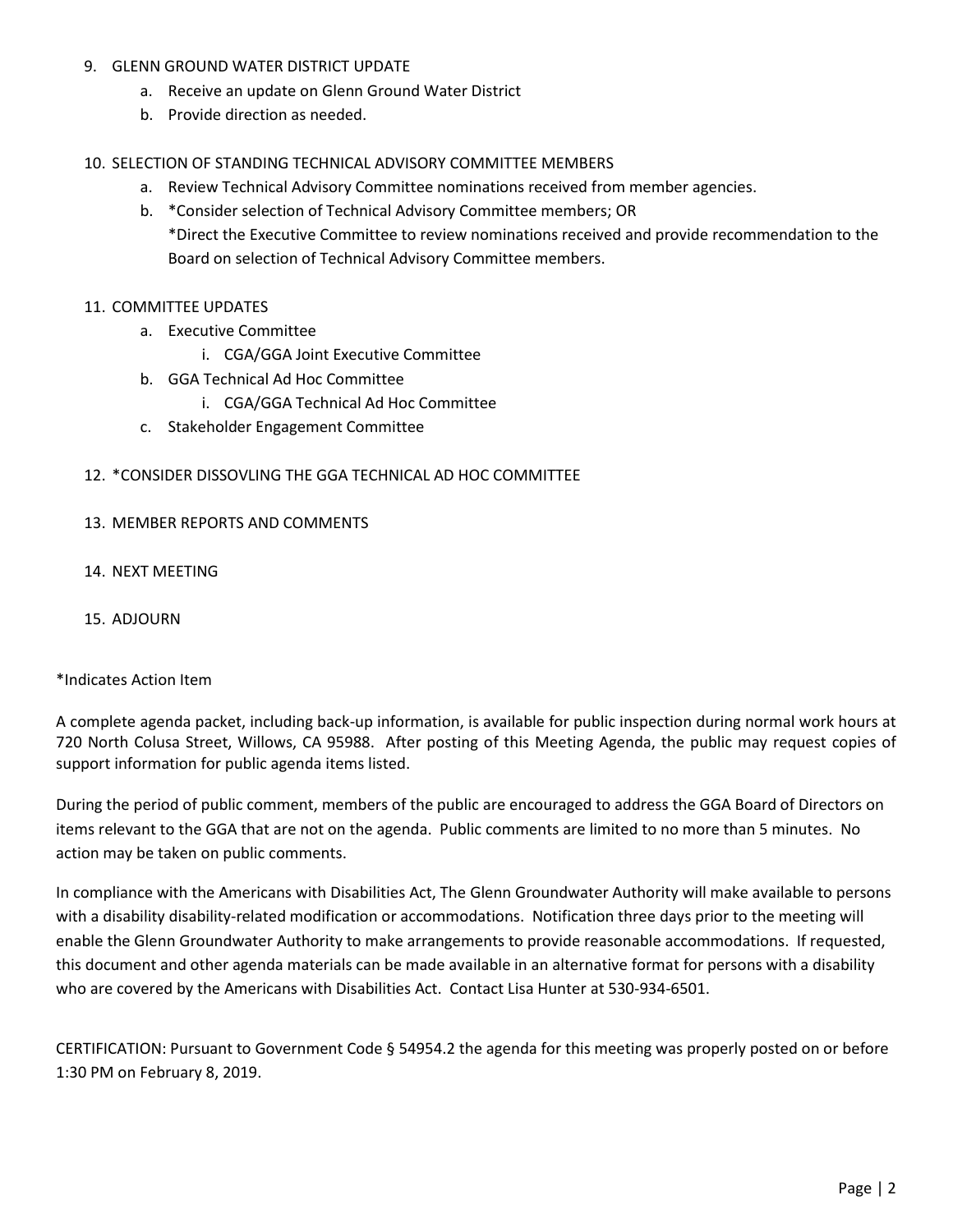9. GLENN GROUND WATER DISTRICT UPDATE
    a. Receive an update on Glenn Ground Water District
    b. Provide direction as needed.

10. SELECTION OF STANDING TECHNICAL ADVISORY COMMITTEE MEMBERS
    a. Review Technical Advisory Committee nominations received from member agencies.
    b. *Consider selection of Technical Advisory Committee members; OR
       *Direct the Executive Committee to review nominations received and provide recommendation to the Board on selection of Technical Advisory Committee members.

11. COMMITTEE UPDATES
    a. Executive Committee
        i. CGA/GGA Joint Executive Committee
    b. GGA Technical Ad Hoc Committee
        i. CGA/GGA Technical Ad Hoc Committee
    c. Stakeholder Engagement Committee

12. *CONSIDER DISSOVLING THE GGA TECHNICAL AD HOC COMMITTEE

13. MEMBER REPORTS AND COMMENTS

14. NEXT MEETING

15. ADJOURN

*Indicates Action Item

A complete agenda packet, including back-up information, is available for public inspection during normal work hours at 720 North Colusa Street, Willows, CA 95988. After posting of this Meeting Agenda, the public may request copies of support information for public agenda items listed.

During the period of public comment, members of the public are encouraged to address the GGA Board of Directors on items relevant to the GGA that are not on the agenda. Public comments are limited to no more than 5 minutes. No action may be taken on public comments.

In compliance with the Americans with Disabilities Act, The Glenn Groundwater Authority will make available to persons with a disability disability-related modification or accommodations. Notification three days prior to the meeting will enable the Glenn Groundwater Authority to make arrangements to provide reasonable accommodations. If requested, this document and other agenda materials can be made available in an alternative format for persons with a disability who are covered by the Americans with Disabilities Act. Contact Lisa Hunter at 530-934-6501.

CERTIFICATION: Pursuant to Government Code § 54954.2 the agenda for this meeting was properly posted on or before 1:30 PM on February 8, 2019.